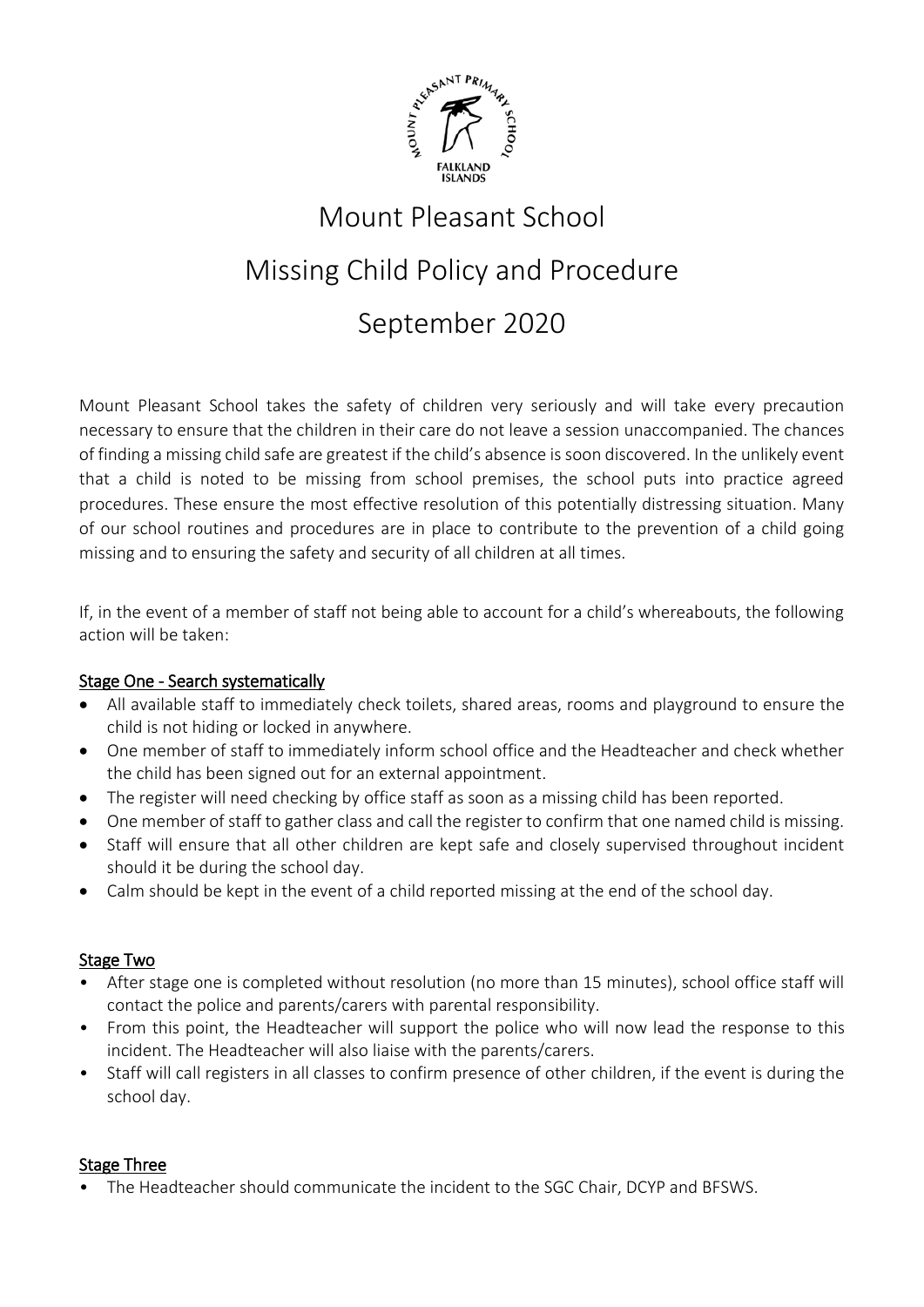# Mount Pleasant School

# Missing Child Policy and Procedure

# September 2020

Mount Pleasant School takes the safety of children very seriously and will take every precaution necessary to ensure that the children in their care do not leave a session unaccompanied. The chances of finding a missing child safe are greatest if the child's absence is soon discovered. In the unlikely event that a child is noted to be missing from school premises, the school puts into practice agreed procedures. These ensure the most effective resolution of this potentially distressing situation. Many of our school routines and procedures are in place to contribute to the prevention of a child going missing and to ensuring the safety and security of all children at all times.

If, in the event of a member of staff not being able to account for a child's whereabouts, the following action will be taken:

## Stage One - Search systematically

- All available staff to immediately check toilets, shared areas, rooms and playground to ensure the child is not hiding or locked in anywhere.
- One member of staff to immediately inform school office and the Headteacher and check whether the child has been signed out for an external appointment.
- The register will need checking by office staff as soon as a missing child has been reported.
- One member of staff to gather class and call the register to confirm that one named child is missing.
- Staff will ensure that all other children are kept safe and closely supervised throughout incident should it be during the school day.
- Calm should be kept in the event of a child reported missing at the end of the school day.

## Stage Two

- After stage one is completed without resolution (no more than 15 minutes), school office staff will contact the police and parents/carers with parental responsibility.
- From this point, the Headteacher will support the police who will now lead the response to this incident. The Headteacher will also liaise with the parents/carers.
- Staff will call registers in all classes to confirm presence of other children, if the event is during the school day.

## Stage Three

- The Headteacher should communicate the incident to the SGC Chair, DCYP and BFSWS.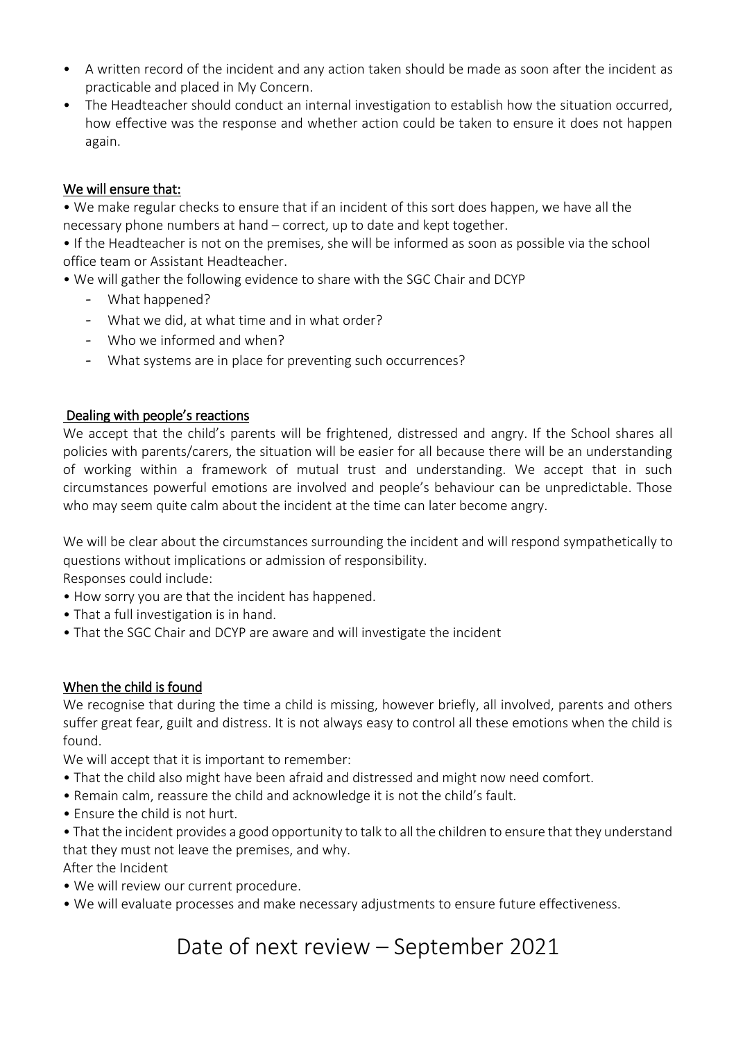- A written record of the incident and any action taken should be made as soon after the incident as practicable and placed in My Concern.
- The Headteacher should conduct an internal investigation to establish how the situation occurred, how effective was the response and whether action could be taken to ensure it does not happen again.

## We will ensure that:

- We make regular checks to ensure that if an incident of this sort does happen, we have all the necessary phone numbers at hand – correct, up to date and kept together.
- If the Headteacher is not on the premises, she will be informed as soon as possible via the school office team or Assistant Headteacher.
- We will gather the following evidence to share with the SGC Chair and DCYP
  - What happened?
  - What we did, at what time and in what order?
  - Who we informed and when?
  - What systems are in place for preventing such occurrences?

## Dealing with people's reactions

We accept that the child's parents will be frightened, distressed and angry. If the School shares all policies with parents/carers, the situation will be easier for all because there will be an understanding of working within a framework of mutual trust and understanding. We accept that in such circumstances powerful emotions are involved and people's behaviour can be unpredictable. Those who may seem quite calm about the incident at the time can later become angry.

We will be clear about the circumstances surrounding the incident and will respond sympathetically to questions without implications or admission of responsibility.

Responses could include:

- How sorry you are that the incident has happened.
- That a full investigation is in hand.
- That the SGC Chair and DCYP are aware and will investigate the incident

## When the child is found

We recognise that during the time a child is missing, however briefly, all involved, parents and others suffer great fear, guilt and distress. It is not always easy to control all these emotions when the child is found.

We will accept that it is important to remember:

- That the child also might have been afraid and distressed and might now need comfort.
- Remain calm, reassure the child and acknowledge it is not the child's fault.
- Ensure the child is not hurt.
- That the incident provides a good opportunity to talk to all the children to ensure that they understand that they must not leave the premises, and why.

After the Incident

- We will review our current procedure.
- We will evaluate processes and make necessary adjustments to ensure future effectiveness.

# Date of next review – September 2021